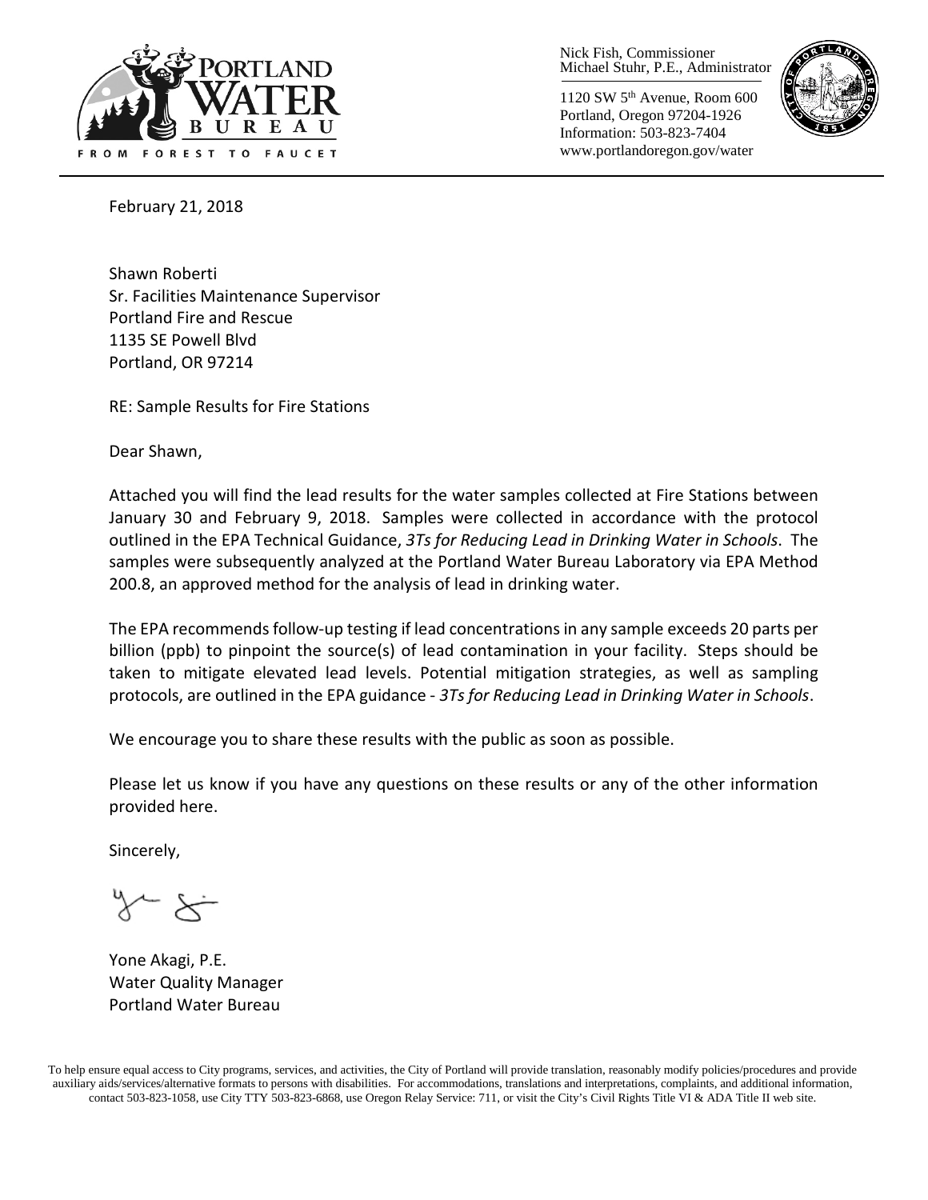Nick Fish, Commissioner
Michael Stuhr, P.E., Administrator

1120 SW 5th Avenue, Room 600
Portland, Oregon 97204-1926
Information: 503-823-7404
www.portlandoregon.gov/water

February 21, 2018

Shawn Roberti
Sr. Facilities Maintenance Supervisor
Portland Fire and Rescue
1135 SE Powell Blvd
Portland, OR 97214

RE: Sample Results for Fire Stations

Dear Shawn,

Attached you will find the lead results for the water samples collected at Fire Stations between January 30 and February 9, 2018. Samples were collected in accordance with the protocol outlined in the EPA Technical Guidance, *3Ts for Reducing Lead in Drinking Water in Schools*. The samples were subsequently analyzed at the Portland Water Bureau Laboratory via EPA Method 200.8, an approved method for the analysis of lead in drinking water.

The EPA recommends follow-up testing if lead concentrations in any sample exceeds 20 parts per billion (ppb) to pinpoint the source(s) of lead contamination in your facility. Steps should be taken to mitigate elevated lead levels. Potential mitigation strategies, as well as sampling protocols, are outlined in the EPA guidance - *3Ts for Reducing Lead in Drinking Water in Schools*.

We encourage you to share these results with the public as soon as possible.

Please let us know if you have any questions on these results or any of the other information provided here.

Sincerely,

Yone Akagi, P.E.
Water Quality Manager
Portland Water Bureau

To help ensure equal access to City programs, services, and activities, the City of Portland will provide translation, reasonably modify policies/procedures and provide auxiliary aids/services/alternative formats to persons with disabilities. For accommodations, translations and interpretations, complaints, and additional information, contact 503-823-1058, use City TTY 503-823-6868, use Oregon Relay Service: 711, or visit the City's Civil Rights Title VI & ADA Title II web site.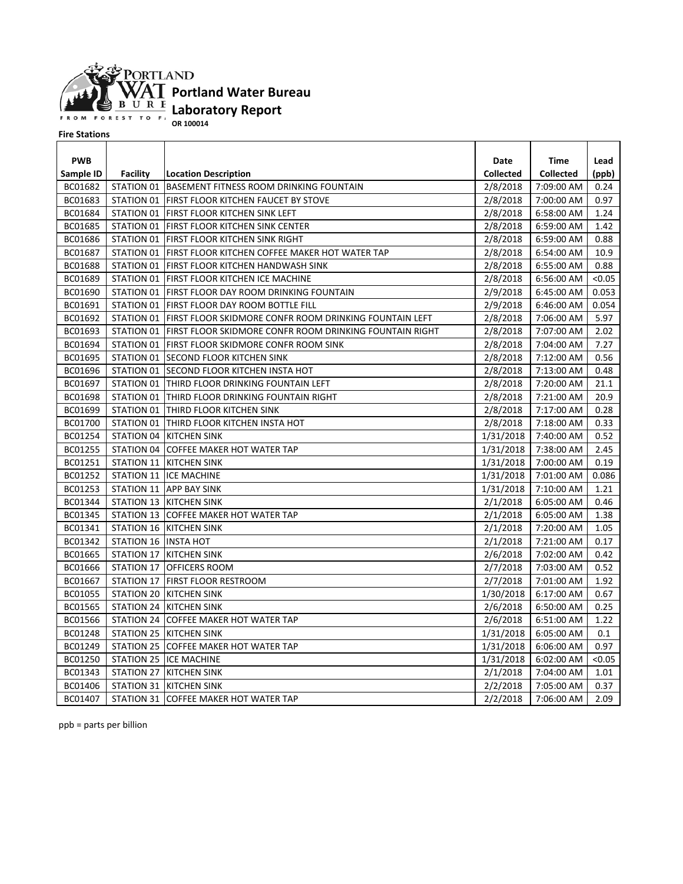**Portland Water Bureau**

**Laboratory Report**

**OR 100014**

**Fire Stations**

| PWB Sample ID | Facility | Location Description | Date Collected | Time Collected | Lead (ppb) |
|---|---|---|---|---|---|
| BC01682 | STATION 01 | BASEMENT FITNESS ROOM DRINKING FOUNTAIN | 2/8/2018 | 7:09:00 AM | 0.24 |
| BC01683 | STATION 01 | FIRST FLOOR KITCHEN FAUCET BY STOVE | 2/8/2018 | 7:00:00 AM | 0.97 |
| BC01684 | STATION 01 | FIRST FLOOR KITCHEN SINK LEFT | 2/8/2018 | 6:58:00 AM | 1.24 |
| BC01685 | STATION 01 | FIRST FLOOR KITCHEN SINK CENTER | 2/8/2018 | 6:59:00 AM | 1.42 |
| BC01686 | STATION 01 | FIRST FLOOR KITCHEN SINK RIGHT | 2/8/2018 | 6:59:00 AM | 0.88 |
| BC01687 | STATION 01 | FIRST FLOOR KITCHEN COFFEE MAKER HOT WATER TAP | 2/8/2018 | 6:54:00 AM | 10.9 |
| BC01688 | STATION 01 | FIRST FLOOR KITCHEN HANDWASH SINK | 2/8/2018 | 6:55:00 AM | 0.88 |
| BC01689 | STATION 01 | FIRST FLOOR KITCHEN ICE MACHINE | 2/8/2018 | 6:56:00 AM | <0.05 |
| BC01690 | STATION 01 | FIRST FLOOR DAY ROOM DRINKING FOUNTAIN | 2/9/2018 | 6:45:00 AM | 0.053 |
| BC01691 | STATION 01 | FIRST FLOOR DAY ROOM BOTTLE FILL | 2/9/2018 | 6:46:00 AM | 0.054 |
| BC01692 | STATION 01 | FIRST FLOOR SKIDMORE CONFR ROOM DRINKING FOUNTAIN LEFT | 2/8/2018 | 7:06:00 AM | 5.97 |
| BC01693 | STATION 01 | FIRST FLOOR SKIDMORE CONFR ROOM DRINKING FOUNTAIN RIGHT | 2/8/2018 | 7:07:00 AM | 2.02 |
| BC01694 | STATION 01 | FIRST FLOOR SKIDMORE CONFR ROOM SINK | 2/8/2018 | 7:04:00 AM | 7.27 |
| BC01695 | STATION 01 | SECOND FLOOR KITCHEN SINK | 2/8/2018 | 7:12:00 AM | 0.56 |
| BC01696 | STATION 01 | SECOND FLOOR KITCHEN INSTA HOT | 2/8/2018 | 7:13:00 AM | 0.48 |
| BC01697 | STATION 01 | THIRD FLOOR DRINKING FOUNTAIN LEFT | 2/8/2018 | 7:20:00 AM | 21.1 |
| BC01698 | STATION 01 | THIRD FLOOR DRINKING FOUNTAIN RIGHT | 2/8/2018 | 7:21:00 AM | 20.9 |
| BC01699 | STATION 01 | THIRD FLOOR KITCHEN SINK | 2/8/2018 | 7:17:00 AM | 0.28 |
| BC01700 | STATION 01 | THIRD FLOOR KITCHEN INSTA HOT | 2/8/2018 | 7:18:00 AM | 0.33 |
| BC01254 | STATION 04 | KITCHEN SINK | 1/31/2018 | 7:40:00 AM | 0.52 |
| BC01255 | STATION 04 | COFFEE MAKER HOT WATER TAP | 1/31/2018 | 7:38:00 AM | 2.45 |
| BC01251 | STATION 11 | KITCHEN SINK | 1/31/2018 | 7:00:00 AM | 0.19 |
| BC01252 | STATION 11 | ICE MACHINE | 1/31/2018 | 7:01:00 AM | 0.086 |
| BC01253 | STATION 11 | APP BAY SINK | 1/31/2018 | 7:10:00 AM | 1.21 |
| BC01344 | STATION 13 | KITCHEN SINK | 2/1/2018 | 6:05:00 AM | 0.46 |
| BC01345 | STATION 13 | COFFEE MAKER HOT WATER TAP | 2/1/2018 | 6:05:00 AM | 1.38 |
| BC01341 | STATION 16 | KITCHEN SINK | 2/1/2018 | 7:20:00 AM | 1.05 |
| BC01342 | STATION 16 | INSTA HOT | 2/1/2018 | 7:21:00 AM | 0.17 |
| BC01665 | STATION 17 | KITCHEN SINK | 2/6/2018 | 7:02:00 AM | 0.42 |
| BC01666 | STATION 17 | OFFICERS ROOM | 2/7/2018 | 7:03:00 AM | 0.52 |
| BC01667 | STATION 17 | FIRST FLOOR RESTROOM | 2/7/2018 | 7:01:00 AM | 1.92 |
| BC01055 | STATION 20 | KITCHEN SINK | 1/30/2018 | 6:17:00 AM | 0.67 |
| BC01565 | STATION 24 | KITCHEN SINK | 2/6/2018 | 6:50:00 AM | 0.25 |
| BC01566 | STATION 24 | COFFEE MAKER HOT WATER TAP | 2/6/2018 | 6:51:00 AM | 1.22 |
| BC01248 | STATION 25 | KITCHEN SINK | 1/31/2018 | 6:05:00 AM | 0.1 |
| BC01249 | STATION 25 | COFFEE MAKER HOT WATER TAP | 1/31/2018 | 6:06:00 AM | 0.97 |
| BC01250 | STATION 25 | ICE MACHINE | 1/31/2018 | 6:02:00 AM | <0.05 |
| BC01343 | STATION 27 | KITCHEN SINK | 2/1/2018 | 7:04:00 AM | 1.01 |
| BC01406 | STATION 31 | KITCHEN SINK | 2/2/2018 | 7:05:00 AM | 0.37 |
| BC01407 | STATION 31 | COFFEE MAKER HOT WATER TAP | 2/2/2018 | 7:06:00 AM | 2.09 |

ppb = parts per billion